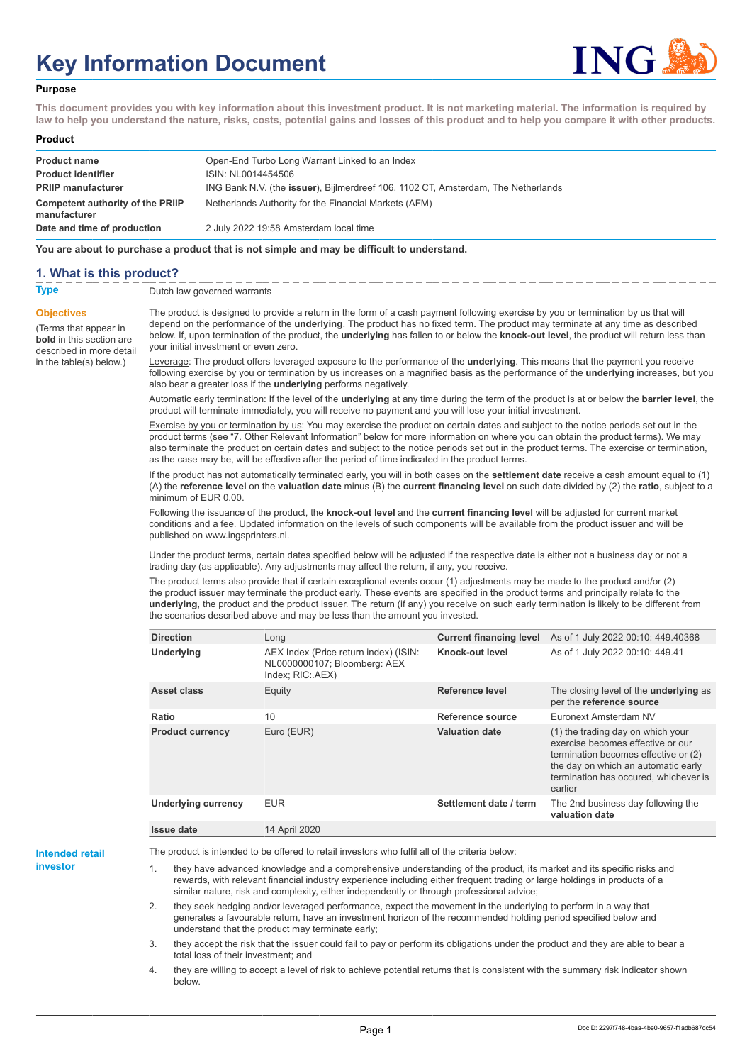# Key Information Document

## Purpose

**This document provides you with key information about this investment product. It is not marketing material. The information is required by law to help you understand the nature, risks, costs, potential gains and losses of this product and to help you compare it with other products.**

## Product

| | |
|---|---|
| **Product name** | Open-End Turbo Long Warrant Linked to an Index |
| **Product identifier** | ISIN: NL0014454506 |
| **PRIIP manufacturer** | ING Bank N.V. (the **issuer**), Bijlmerdreef 106, 1102 CT, Amsterdam, The Netherlands |
| **Competent authority of the PRIIP manufacturer** | Netherlands Authority for the Financial Markets (AFM) |
| **Date and time of production** | 2 July 2022 19:58 Amsterdam local time |

**You are about to purchase a product that is not simple and may be difficult to understand.**

## 1. What is this product?

**Type**

Dutch law governed warrants

**Objectives**

(Terms that appear in **bold** in this section are described in more detail in the table(s) below.)

The product is designed to provide a return in the form of a cash payment following exercise by you or termination by us that will depend on the performance of the **underlying**. The product has no fixed term. The product may terminate at any time as described below. If, upon termination of the product, the **underlying** has fallen to or below the **knock-out level**, the product will return less than your initial investment or even zero.

Leverage: The product offers leveraged exposure to the performance of the **underlying**. This means that the payment you receive following exercise by you or termination by us increases on a magnified basis as the performance of the **underlying** increases, but you also bear a greater loss if the **underlying** performs negatively.

Automatic early termination: If the level of the **underlying** at any time during the term of the product is at or below the **barrier level**, the product will terminate immediately, you will receive no payment and you will lose your initial investment.

Exercise by you or termination by us: You may exercise the product on certain dates and subject to the notice periods set out in the product terms (see "7. Other Relevant Information" below for more information on where you can obtain the product terms). We may also terminate the product on certain dates and subject to the notice periods set out in the product terms. The exercise or termination, as the case may be, will be effective after the period of time indicated in the product terms.

If the product has not automatically terminated early, you will in both cases on the **settlement date** receive a cash amount equal to (1) (A) the **reference level** on the **valuation date** minus (B) the **current financing level** on such date divided by (2) the **ratio**, subject to a minimum of EUR 0.00.

Following the issuance of the product, the **knock-out level** and the **current financing level** will be adjusted for current market conditions and a fee. Updated information on the levels of such components will be available from the product issuer and will be published on www.ingsprinters.nl.

Under the product terms, certain dates specified below will be adjusted if the respective date is either not a business day or not a trading day (as applicable). Any adjustments may affect the return, if any, you receive.

The product terms also provide that if certain exceptional events occur (1) adjustments may be made to the product and/or (2) the product issuer may terminate the product early. These events are specified in the product terms and principally relate to the **underlying**, the product and the product issuer. The return (if any) you receive on such early termination is likely to be different from the scenarios described above and may be less than the amount you invested.

| | | | |
|---|---|---|---|
| **Direction** | Long | **Current financing level** | As of 1 July 2022 00:10: 449.40368 |
| **Underlying** | AEX Index (Price return index) (ISIN: NL0000000107; Bloomberg: AEX Index; RIC:.AEX) | **Knock-out level** | As of 1 July 2022 00:10: 449.41 |
| **Asset class** | Equity | **Reference level** | The closing level of the **underlying** as per the **reference source** |
| **Ratio** | 10 | **Reference source** | Euronext Amsterdam NV |
| **Product currency** | Euro (EUR) | **Valuation date** | (1) the trading day on which your exercise becomes effective or our termination becomes effective or (2) the day on which an automatic early termination has occured, whichever is earlier |
| **Underlying currency** | EUR | **Settlement date / term** | The 2nd business day following the **valuation date** |
| **Issue date** | 14 April 2020 | | |

**Intended retail investor**

The product is intended to be offered to retail investors who fulfil all of the criteria below:

1. they have advanced knowledge and a comprehensive understanding of the product, its market and its specific risks and rewards, with relevant financial industry experience including either frequent trading or large holdings in products of a similar nature, risk and complexity, either independently or through professional advice;
2. they seek hedging and/or leveraged performance, expect the movement in the underlying to perform in a way that generates a favourable return, have an investment horizon of the recommended holding period specified below and understand that the product may terminate early;
3. they accept the risk that the issuer could fail to pay or perform its obligations under the product and they are able to bear a total loss of their investment; and
4. they are willing to accept a level of risk to achieve potential returns that is consistent with the summary risk indicator shown below.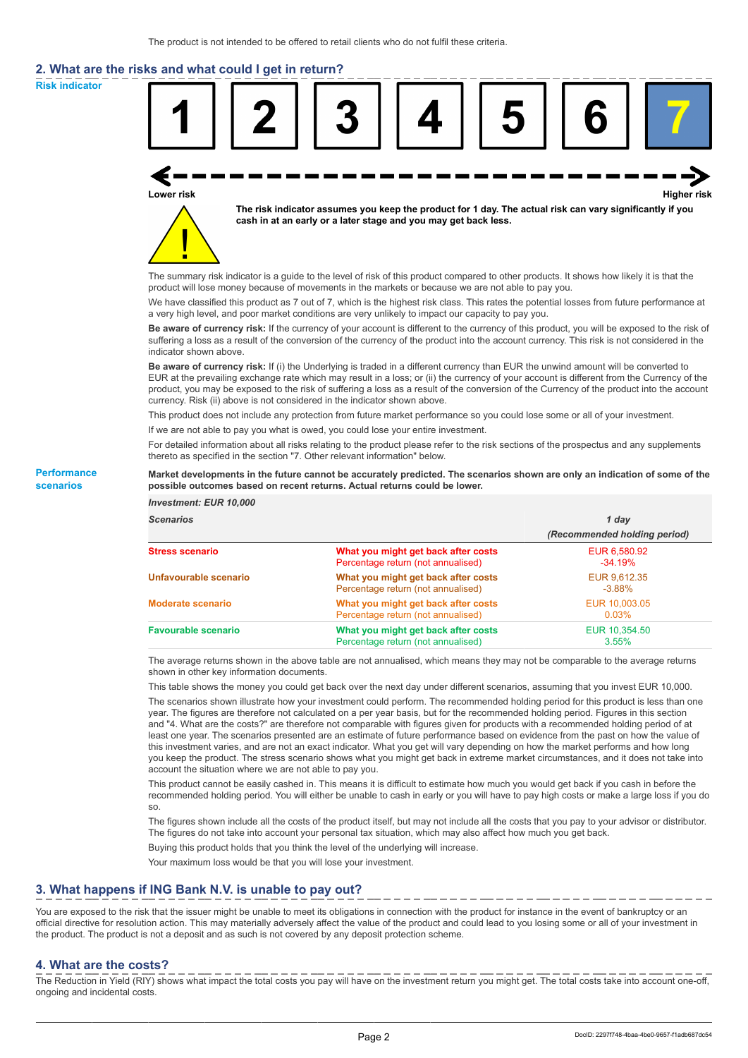The product is not intended to be offered to retail clients who do not fulfil these criteria.

## 2. What are the risks and what could I get in return?

**Risk indicator**

| 1 | 2 | 3 | 4 | 5 | 6 | **7** |
|---|---|---|---|---|---|---|

Lower risk — Higher risk

**The risk indicator assumes you keep the product for 1 day. The actual risk can vary significantly if you cash in at an early or a later stage and you may get back less.**

The summary risk indicator is a guide to the level of risk of this product compared to other products. It shows how likely it is that the product will lose money because of movements in the markets or because we are not able to pay you.

We have classified this product as 7 out of 7, which is the highest risk class. This rates the potential losses from future performance at a very high level, and poor market conditions are very unlikely to impact our capacity to pay you.

**Be aware of currency risk:** If the currency of your account is different to the currency of this product, you will be exposed to the risk of suffering a loss as a result of the conversion of the currency of the product into the account currency. This risk is not considered in the indicator shown above.

**Be aware of currency risk:** If (i) the Underlying is traded in a different currency than EUR the unwind amount will be converted to EUR at the prevailing exchange rate which may result in a loss; or (ii) the currency of your account is different from the Currency of the product, you may be exposed to the risk of suffering a loss as a result of the conversion of the Currency of the product into the account currency. Risk (ii) above is not considered in the indicator shown above.

This product does not include any protection from future market performance so you could lose some or all of your investment.

If we are not able to pay you what is owed, you could lose your entire investment.

For detailed information about all risks relating to the product please refer to the risk sections of the prospectus and any supplements thereto as specified in the section "7. Other relevant information" below.

**Performance scenarios**

**Market developments in the future cannot be accurately predicted. The scenarios shown are only an indication of some of the possible outcomes based on recent returns. Actual returns could be lower.**

| *Investment: EUR 10,000* | | |
|---|---|---|
| *Scenarios* | | *1 day (Recommended holding period)* |
| **Stress scenario** | **What you might get back after costs**<br>Percentage return (not annualised) | EUR 6,580.92<br>-34.19% |
| **Unfavourable scenario** | **What you might get back after costs**<br>Percentage return (not annualised) | EUR 9,612.35<br>-3.88% |
| **Moderate scenario** | **What you might get back after costs**<br>Percentage return (not annualised) | EUR 10,003.05<br>0.03% |
| **Favourable scenario** | **What you might get back after costs**<br>Percentage return (not annualised) | EUR 10,354.50<br>3.55% |

The average returns shown in the above table are not annualised, which means they may not be comparable to the average returns shown in other key information documents.

This table shows the money you could get back over the next day under different scenarios, assuming that you invest EUR 10,000.

The scenarios shown illustrate how your investment could perform. The recommended holding period for this product is less than one year. The figures are therefore not calculated on a per year basis, but for the recommended holding period. Figures in this section and "4. What are the costs?" are therefore not comparable with figures given for products with a recommended holding period of at least one year. The scenarios presented are an estimate of future performance based on evidence from the past on how the value of this investment varies, and are not an exact indicator. What you get will vary depending on how the market performs and how long you keep the product. The stress scenario shows what you might get back in extreme market circumstances, and it does not take into account the situation where we are not able to pay you.

This product cannot be easily cashed in. This means it is difficult to estimate how much you would get back if you cash in before the recommended holding period. You will either be unable to cash in early or you will have to pay high costs or make a large loss if you do so.

The figures shown include all the costs of the product itself, but may not include all the costs that you pay to your advisor or distributor. The figures do not take into account your personal tax situation, which may also affect how much you get back.

Buying this product holds that you think the level of the underlying will increase.

Your maximum loss would be that you will lose your investment.

## 3. What happens if ING Bank N.V. is unable to pay out?

You are exposed to the risk that the issuer might be unable to meet its obligations in connection with the product for instance in the event of bankruptcy or an official directive for resolution action. This may materially adversely affect the value of the product and could lead to you losing some or all of your investment in the product. The product is not a deposit and as such is not covered by any deposit protection scheme.

## 4. What are the costs?

The Reduction in Yield (RIY) shows what impact the total costs you pay will have on the investment return you might get. The total costs take into account one-off, ongoing and incidental costs.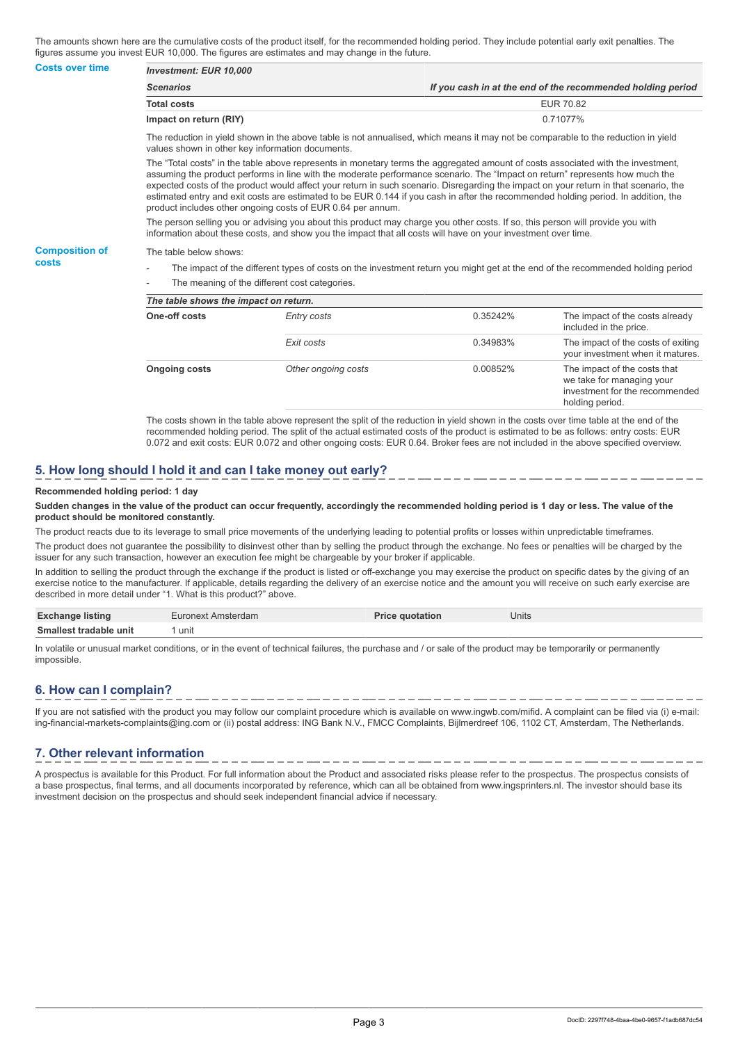The amounts shown here are the cumulative costs of the product itself, for the recommended holding period. They include potential early exit penalties. The figures assume you invest EUR 10,000. The figures are estimates and may change in the future.

**Costs over time**

| *Investment: EUR 10,000* | |
|---|---|
| ***Scenarios*** | ***If you cash in at the end of the recommended holding period*** |
| **Total costs** | EUR 70.82 |
| **Impact on return (RIY)** | 0.71077% |

The reduction in yield shown in the above table is not annualised, which means it may not be comparable to the reduction in yield values shown in other key information documents.

The "Total costs" in the table above represents in monetary terms the aggregated amount of costs associated with the investment, assuming the product performs in line with the moderate performance scenario. The "Impact on return" represents how much the expected costs of the product would affect your return in such scenario. Disregarding the impact on your return in that scenario, the estimated entry and exit costs are estimated to be EUR 0.144 if you cash in after the recommended holding period. In addition, the product includes other ongoing costs of EUR 0.64 per annum.

The person selling you or advising you about this product may charge you other costs. If so, this person will provide you with information about these costs, and show you the impact that all costs will have on your investment over time.

**Composition of costs**

The table below shows:

- The impact of the different types of costs on the investment return you might get at the end of the recommended holding period
- The meaning of the different cost categories.

| *The table shows the impact on return.* | | | |
|---|---|---|---|
| **One-off costs** | *Entry costs* | 0.35242% | The impact of the costs already included in the price. |
| | *Exit costs* | 0.34983% | The impact of the costs of exiting your investment when it matures. |
| **Ongoing costs** | *Other ongoing costs* | 0.00852% | The impact of the costs that we take for managing your investment for the recommended holding period. |

The costs shown in the table above represent the split of the reduction in yield shown in the costs over time table at the end of the recommended holding period. The split of the actual estimated costs of the product is estimated to be as follows: entry costs: EUR 0.072 and exit costs: EUR 0.072 and other ongoing costs: EUR 0.64. Broker fees are not included in the above specified overview.

## 5. How long should I hold it and can I take money out early?

**Recommended holding period: 1 day**

**Sudden changes in the value of the product can occur frequently, accordingly the recommended holding period is 1 day or less. The value of the product should be monitored constantly.**

The product reacts due to its leverage to small price movements of the underlying leading to potential profits or losses within unpredictable timeframes.

The product does not guarantee the possibility to disinvest other than by selling the product through the exchange. No fees or penalties will be charged by the issuer for any such transaction, however an execution fee might be chargeable by your broker if applicable.

In addition to selling the product through the exchange if the product is listed or off-exchange you may exercise the product on specific dates by the giving of an exercise notice to the manufacturer. If applicable, details regarding the delivery of an exercise notice and the amount you will receive on such early exercise are described in more detail under "1. What is this product?" above.

| **Exchange listing** | Euronext Amsterdam | **Price quotation** | Units |
|---|---|---|---|
| **Smallest tradable unit** | 1 unit | | |

In volatile or unusual market conditions, or in the event of technical failures, the purchase and / or sale of the product may be temporarily or permanently impossible.

## 6. How can I complain?

If you are not satisfied with the product you may follow our complaint procedure which is available on www.ingwb.com/mifid. A complaint can be filed via (i) e-mail: ing-financial-markets-complaints@ing.com or (ii) postal address: ING Bank N.V., FMCC Complaints, Bijlmerdreef 106, 1102 CT, Amsterdam, The Netherlands.

## 7. Other relevant information

A prospectus is available for this Product. For full information about the Product and associated risks please refer to the prospectus. The prospectus consists of a base prospectus, final terms, and all documents incorporated by reference, which can all be obtained from www.ingsprinters.nl. The investor should base its investment decision on the prospectus and should seek independent financial advice if necessary.